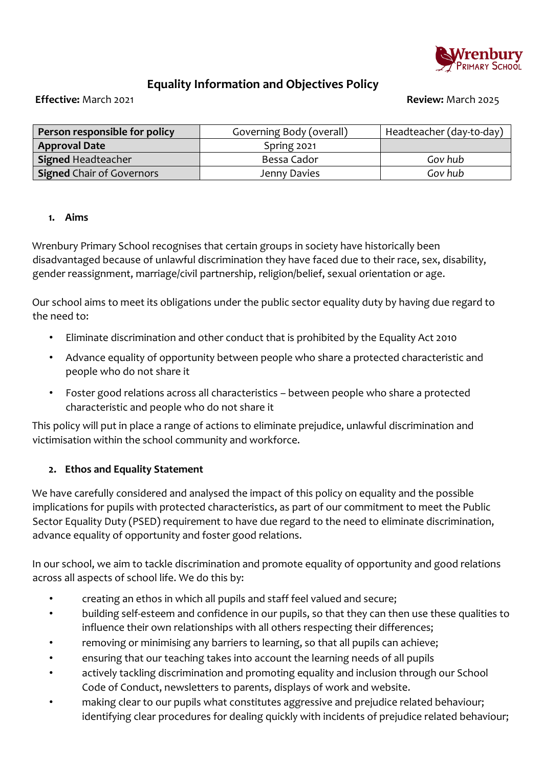Wrenbury Primary School

# Equality Information and Objectives Policy

**Effective:** March 2021 **Review:** March 2025

| **Person responsible for policy** | Governing Body (overall) | Headteacher (day-to-day) |
|---|---|---|
| **Approval Date** | Spring 2021 | |
| **Signed** Headteacher | Bessa Cador | *Gov hub* |
| **Signed** Chair of Governors | Jenny Davies | *Gov hub* |

## 1. Aims

Wrenbury Primary School recognises that certain groups in society have historically been disadvantaged because of unlawful discrimination they have faced due to their race, sex, disability, gender reassignment, marriage/civil partnership, religion/belief, sexual orientation or age.

Our school aims to meet its obligations under the public sector equality duty by having due regard to the need to:

- Eliminate discrimination and other conduct that is prohibited by the Equality Act 2010
- Advance equality of opportunity between people who share a protected characteristic and people who do not share it
- Foster good relations across all characteristics – between people who share a protected characteristic and people who do not share it

This policy will put in place a range of actions to eliminate prejudice, unlawful discrimination and victimisation within the school community and workforce.

## 2. Ethos and Equality Statement

We have carefully considered and analysed the impact of this policy on equality and the possible implications for pupils with protected characteristics, as part of our commitment to meet the Public Sector Equality Duty (PSED) requirement to have due regard to the need to eliminate discrimination, advance equality of opportunity and foster good relations.

In our school, we aim to tackle discrimination and promote equality of opportunity and good relations across all aspects of school life. We do this by:

- creating an ethos in which all pupils and staff feel valued and secure;
- building self-esteem and confidence in our pupils, so that they can then use these qualities to influence their own relationships with all others respecting their differences;
- removing or minimising any barriers to learning, so that all pupils can achieve;
- ensuring that our teaching takes into account the learning needs of all pupils
- actively tackling discrimination and promoting equality and inclusion through our School Code of Conduct, newsletters to parents, displays of work and website.
- making clear to our pupils what constitutes aggressive and prejudice related behaviour; identifying clear procedures for dealing quickly with incidents of prejudice related behaviour;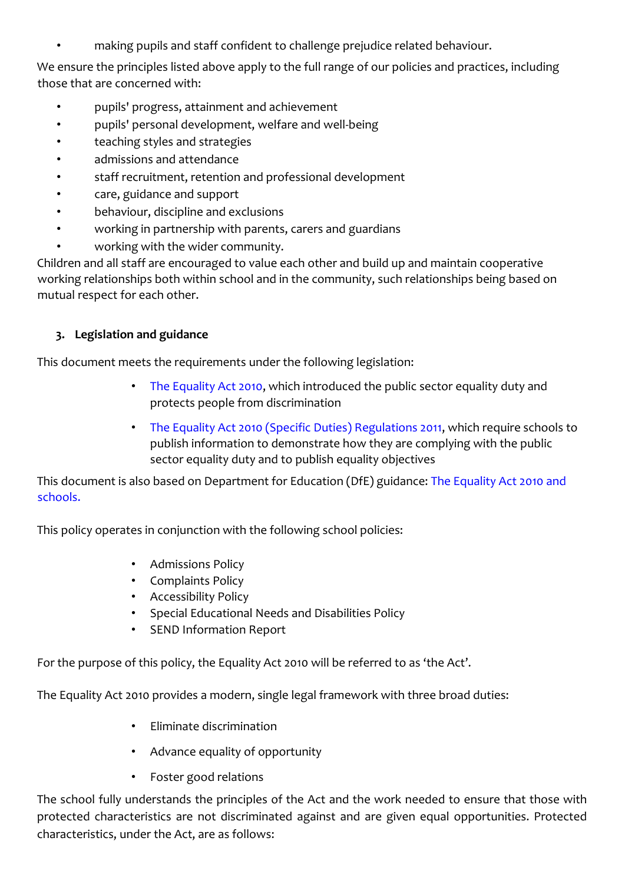- making pupils and staff confident to challenge prejudice related behaviour.

We ensure the principles listed above apply to the full range of our policies and practices, including those that are concerned with:

- pupils' progress, attainment and achievement
- pupils' personal development, welfare and well-being
- teaching styles and strategies
- admissions and attendance
- staff recruitment, retention and professional development
- care, guidance and support
- behaviour, discipline and exclusions
- working in partnership with parents, carers and guardians
- working with the wider community.

Children and all staff are encouraged to value each other and build up and maintain cooperative working relationships both within school and in the community, such relationships being based on mutual respect for each other.

## 3. Legislation and guidance

This document meets the requirements under the following legislation:

- The Equality Act 2010, which introduced the public sector equality duty and protects people from discrimination
- The Equality Act 2010 (Specific Duties) Regulations 2011, which require schools to publish information to demonstrate how they are complying with the public sector equality duty and to publish equality objectives

This document is also based on Department for Education (DfE) guidance: The Equality Act 2010 and schools.

This policy operates in conjunction with the following school policies:

- Admissions Policy
- Complaints Policy
- Accessibility Policy
- Special Educational Needs and Disabilities Policy
- SEND Information Report

For the purpose of this policy, the Equality Act 2010 will be referred to as 'the Act'.

The Equality Act 2010 provides a modern, single legal framework with three broad duties:

- Eliminate discrimination
- Advance equality of opportunity
- Foster good relations

The school fully understands the principles of the Act and the work needed to ensure that those with protected characteristics are not discriminated against and are given equal opportunities. Protected characteristics, under the Act, are as follows: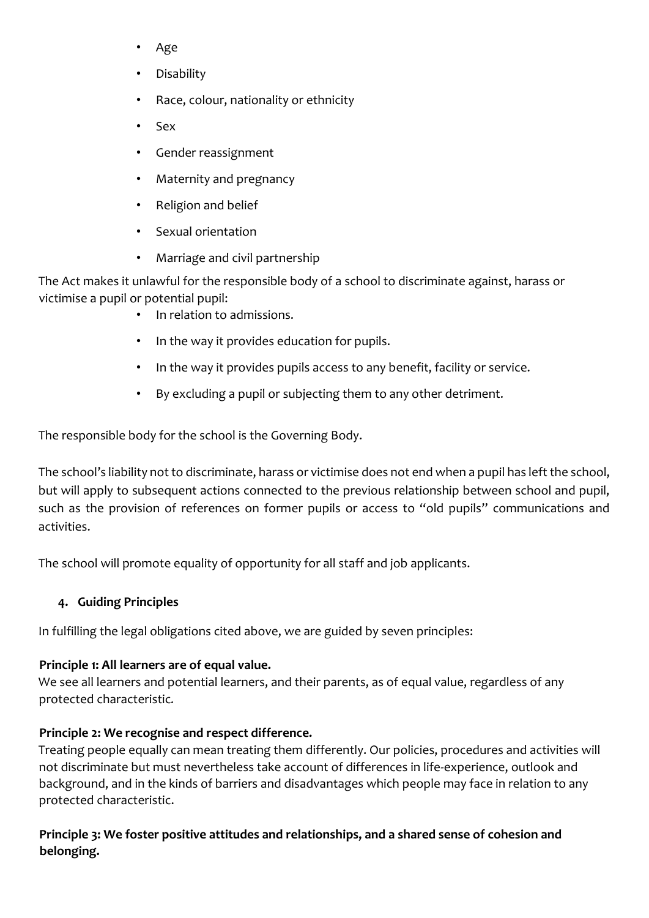- Age
- Disability
- Race, colour, nationality or ethnicity
- Sex
- Gender reassignment
- Maternity and pregnancy
- Religion and belief
- Sexual orientation
- Marriage and civil partnership

The Act makes it unlawful for the responsible body of a school to discriminate against, harass or victimise a pupil or potential pupil:

- In relation to admissions.
- In the way it provides education for pupils.
- In the way it provides pupils access to any benefit, facility or service.
- By excluding a pupil or subjecting them to any other detriment.

The responsible body for the school is the Governing Body.

The school's liability not to discriminate, harass or victimise does not end when a pupil has left the school, but will apply to subsequent actions connected to the previous relationship between school and pupil, such as the provision of references on former pupils or access to "old pupils" communications and activities.

The school will promote equality of opportunity for all staff and job applicants.

## 4. Guiding Principles

In fulfilling the legal obligations cited above, we are guided by seven principles:

**Principle 1: All learners are of equal value.**
We see all learners and potential learners, and their parents, as of equal value, regardless of any protected characteristic.

**Principle 2: We recognise and respect difference.**
Treating people equally can mean treating them differently. Our policies, procedures and activities will not discriminate but must nevertheless take account of differences in life-experience, outlook and background, and in the kinds of barriers and disadvantages which people may face in relation to any protected characteristic.

**Principle 3: We foster positive attitudes and relationships, and a shared sense of cohesion and belonging.**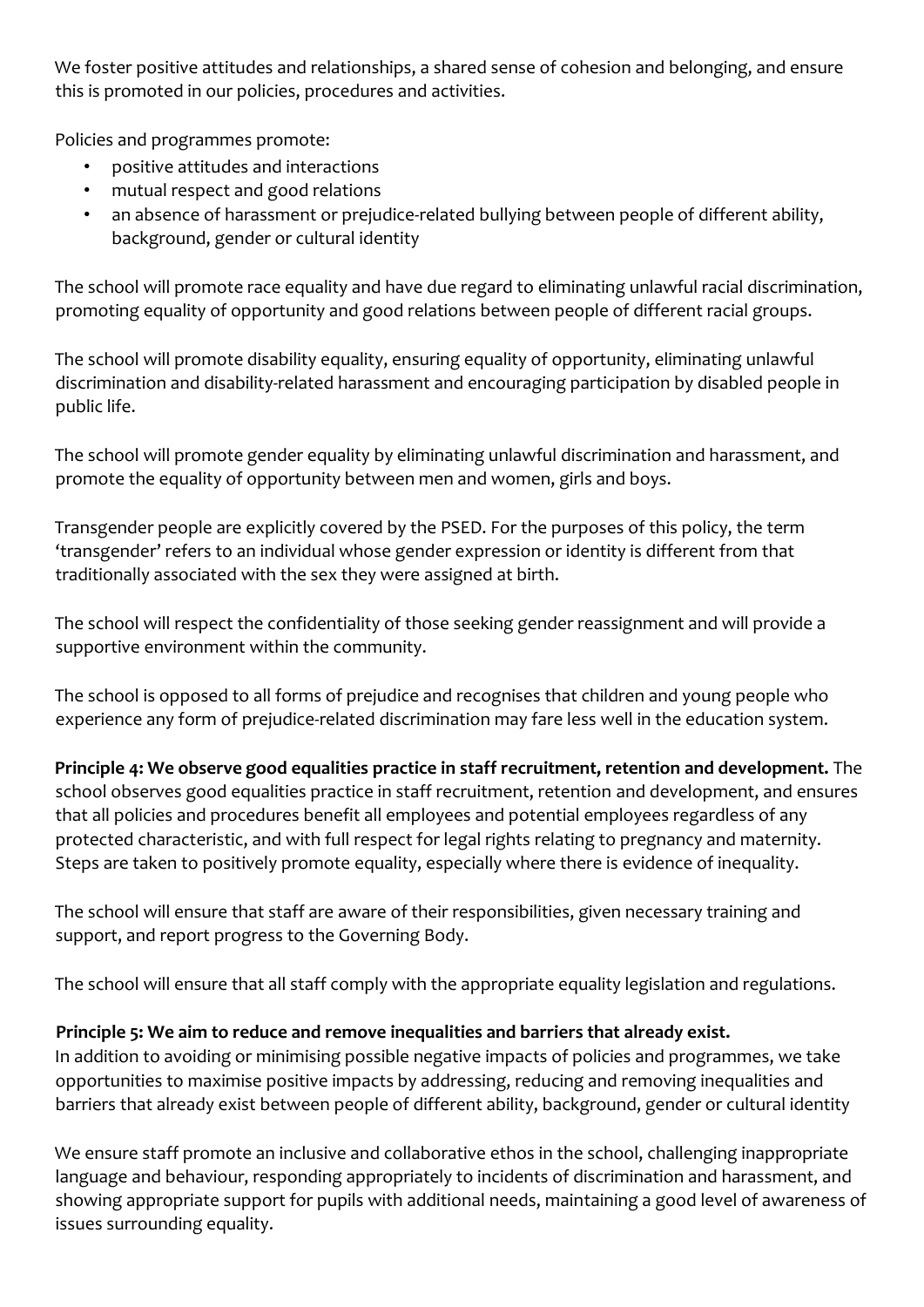We foster positive attitudes and relationships, a shared sense of cohesion and belonging, and ensure this is promoted in our policies, procedures and activities.

Policies and programmes promote:

- positive attitudes and interactions
- mutual respect and good relations
- an absence of harassment or prejudice-related bullying between people of different ability, background, gender or cultural identity

The school will promote race equality and have due regard to eliminating unlawful racial discrimination, promoting equality of opportunity and good relations between people of different racial groups.

The school will promote disability equality, ensuring equality of opportunity, eliminating unlawful discrimination and disability-related harassment and encouraging participation by disabled people in public life.

The school will promote gender equality by eliminating unlawful discrimination and harassment, and promote the equality of opportunity between men and women, girls and boys.

Transgender people are explicitly covered by the PSED. For the purposes of this policy, the term 'transgender' refers to an individual whose gender expression or identity is different from that traditionally associated with the sex they were assigned at birth.

The school will respect the confidentiality of those seeking gender reassignment and will provide a supportive environment within the community.

The school is opposed to all forms of prejudice and recognises that children and young people who experience any form of prejudice-related discrimination may fare less well in the education system.

**Principle 4: We observe good equalities practice in staff recruitment, retention and development.** The school observes good equalities practice in staff recruitment, retention and development, and ensures that all policies and procedures benefit all employees and potential employees regardless of any protected characteristic, and with full respect for legal rights relating to pregnancy and maternity. Steps are taken to positively promote equality, especially where there is evidence of inequality.

The school will ensure that staff are aware of their responsibilities, given necessary training and support, and report progress to the Governing Body.

The school will ensure that all staff comply with the appropriate equality legislation and regulations.

**Principle 5: We aim to reduce and remove inequalities and barriers that already exist.**
In addition to avoiding or minimising possible negative impacts of policies and programmes, we take opportunities to maximise positive impacts by addressing, reducing and removing inequalities and barriers that already exist between people of different ability, background, gender or cultural identity

We ensure staff promote an inclusive and collaborative ethos in the school, challenging inappropriate language and behaviour, responding appropriately to incidents of discrimination and harassment, and showing appropriate support for pupils with additional needs, maintaining a good level of awareness of issues surrounding equality.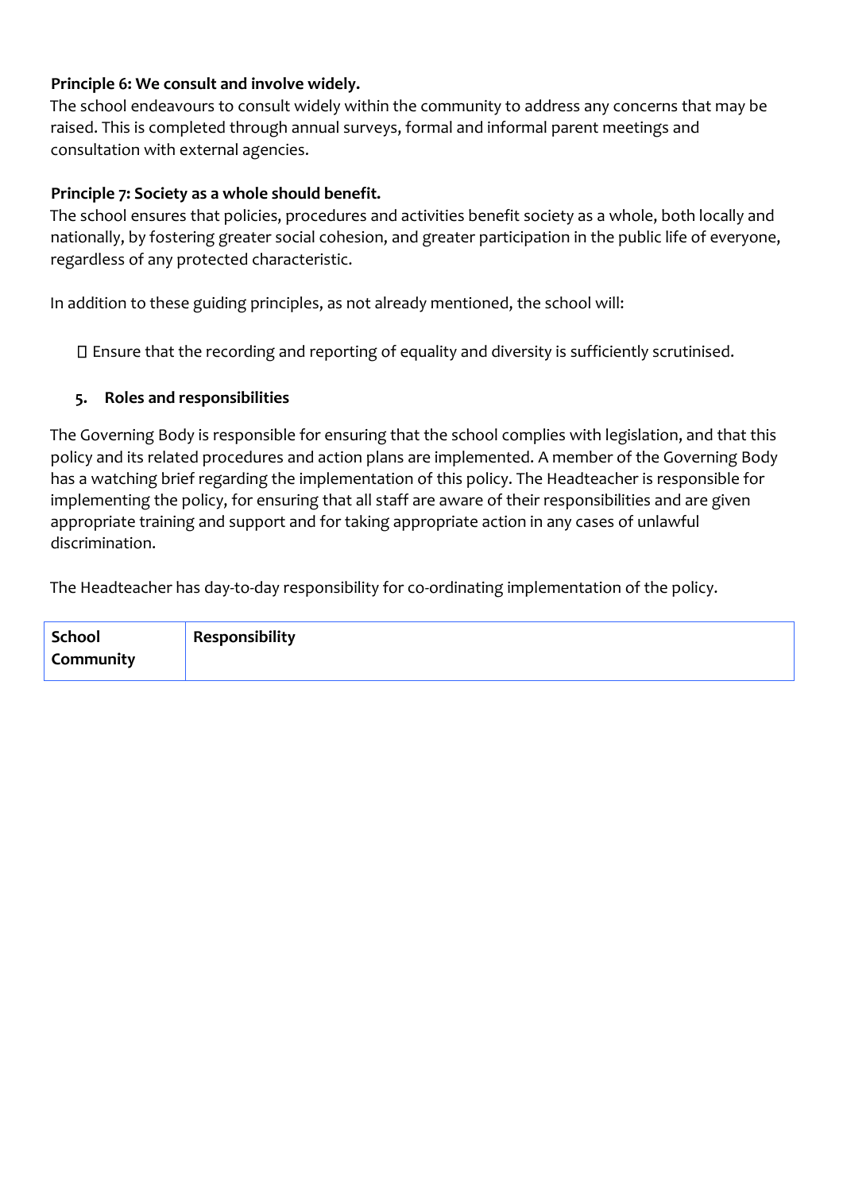**Principle 6: We consult and involve widely.**

The school endeavours to consult widely within the community to address any concerns that may be raised. This is completed through annual surveys, formal and informal parent meetings and consultation with external agencies.

**Principle 7: Society as a whole should benefit.**

The school ensures that policies, procedures and activities benefit society as a whole, both locally and nationally, by fostering greater social cohesion, and greater participation in the public life of everyone, regardless of any protected characteristic.

In addition to these guiding principles, as not already mentioned, the school will:

- Ensure that the recording and reporting of equality and diversity is sufficiently scrutinised.

## 5. Roles and responsibilities

The Governing Body is responsible for ensuring that the school complies with legislation, and that this policy and its related procedures and action plans are implemented. A member of the Governing Body has a watching brief regarding the implementation of this policy. The Headteacher is responsible for implementing the policy, for ensuring that all staff are aware of their responsibilities and are given appropriate training and support and for taking appropriate action in any cases of unlawful discrimination.

The Headteacher has day-to-day responsibility for co-ordinating implementation of the policy.

| School Community | Responsibility |
|---|---|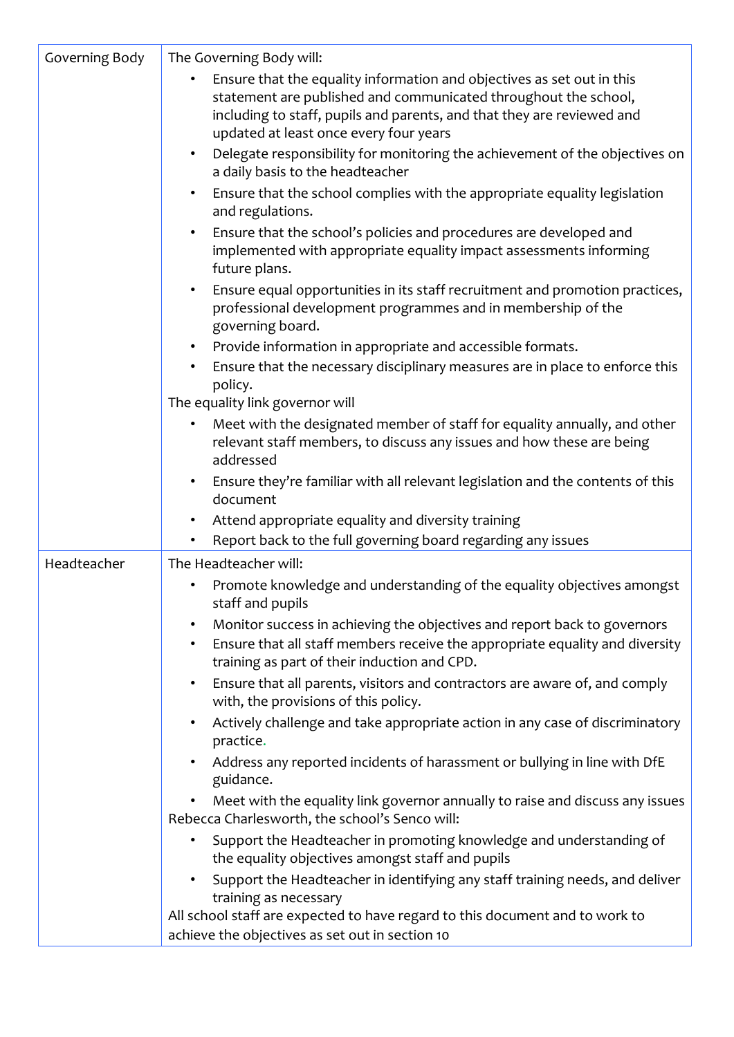| | |
|---|---|
| Governing Body | The Governing Body will:<br>• Ensure that the equality information and objectives as set out in this statement are published and communicated throughout the school, including to staff, pupils and parents, and that they are reviewed and updated at least once every four years<br>• Delegate responsibility for monitoring the achievement of the objectives on a daily basis to the headteacher<br>• Ensure that the school complies with the appropriate equality legislation and regulations.<br>• Ensure that the school's policies and procedures are developed and implemented with appropriate equality impact assessments informing future plans.<br>• Ensure equal opportunities in its staff recruitment and promotion practices, professional development programmes and in membership of the governing board.<br>• Provide information in appropriate and accessible formats.<br>• Ensure that the necessary disciplinary measures are in place to enforce this policy.<br>The equality link governor will<br>• Meet with the designated member of staff for equality annually, and other relevant staff members, to discuss any issues and how these are being addressed<br>• Ensure they're familiar with all relevant legislation and the contents of this document<br>• Attend appropriate equality and diversity training<br>• Report back to the full governing board regarding any issues |
| Headteacher | The Headteacher will:<br>• Promote knowledge and understanding of the equality objectives amongst staff and pupils<br>• Monitor success in achieving the objectives and report back to governors<br>• Ensure that all staff members receive the appropriate equality and diversity training as part of their induction and CPD.<br>• Ensure that all parents, visitors and contractors are aware of, and comply with, the provisions of this policy.<br>• Actively challenge and take appropriate action in any case of discriminatory practice.<br>• Address any reported incidents of harassment or bullying in line with DfE guidance.<br>• Meet with the equality link governor annually to raise and discuss any issues<br>Rebecca Charlesworth, the school's Senco will:<br>• Support the Headteacher in promoting knowledge and understanding of the equality objectives amongst staff and pupils<br>• Support the Headteacher in identifying any staff training needs, and deliver training as necessary<br>All school staff are expected to have regard to this document and to work to achieve the objectives as set out in section 10 |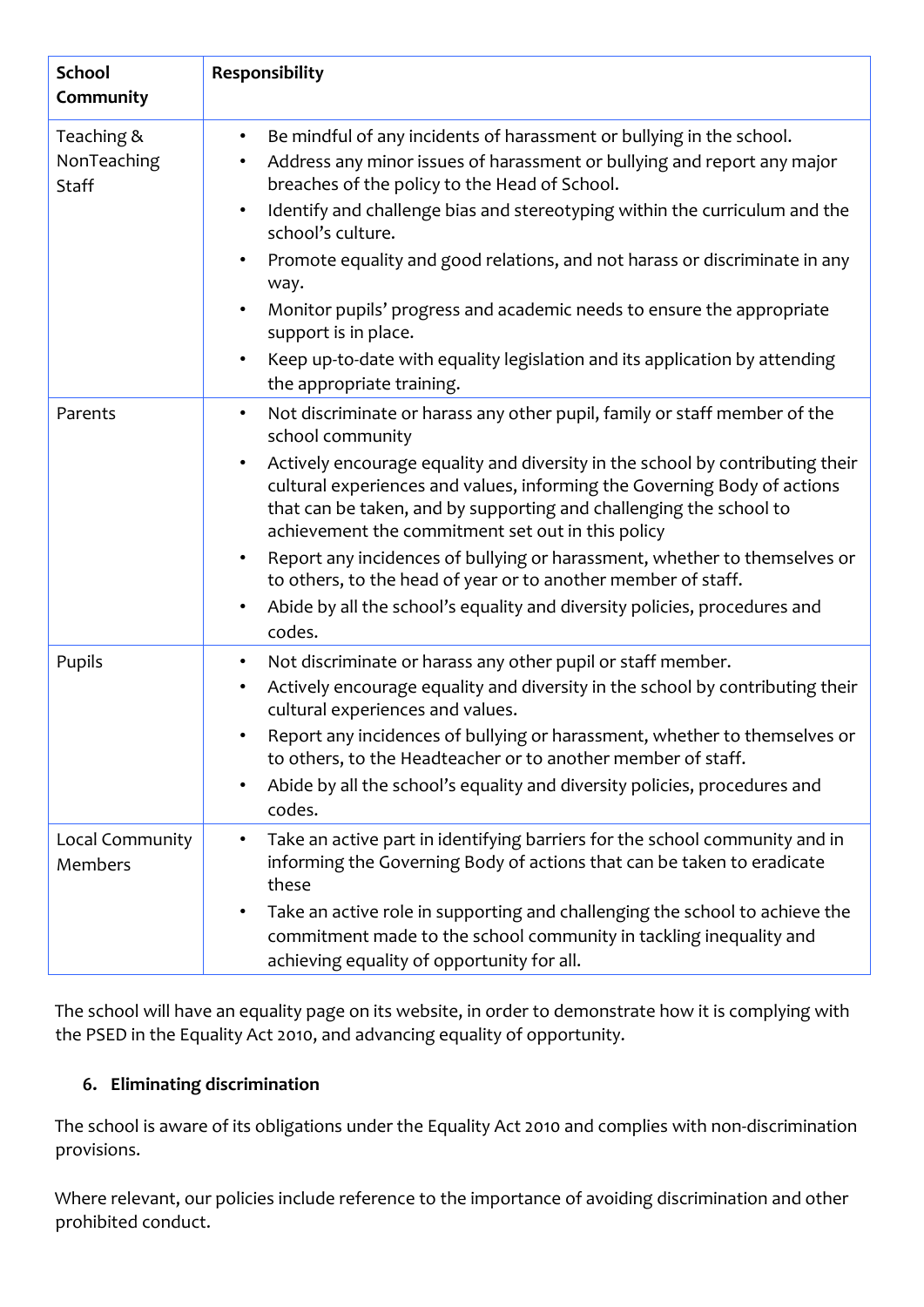| School Community | Responsibility |
| --- | --- |
| Teaching & NonTeaching Staff | • Be mindful of any incidents of harassment or bullying in the school.<br>• Address any minor issues of harassment or bullying and report any major breaches of the policy to the Head of School.<br>• Identify and challenge bias and stereotyping within the curriculum and the school's culture.<br>• Promote equality and good relations, and not harass or discriminate in any way.<br>• Monitor pupils' progress and academic needs to ensure the appropriate support is in place.<br>• Keep up-to-date with equality legislation and its application by attending the appropriate training. |
| Parents | • Not discriminate or harass any other pupil, family or staff member of the school community<br>• Actively encourage equality and diversity in the school by contributing their cultural experiences and values, informing the Governing Body of actions that can be taken, and by supporting and challenging the school to achievement the commitment set out in this policy<br>• Report any incidences of bullying or harassment, whether to themselves or to others, to the head of year or to another member of staff.<br>• Abide by all the school's equality and diversity policies, procedures and codes. |
| Pupils | • Not discriminate or harass any other pupil or staff member.<br>• Actively encourage equality and diversity in the school by contributing their cultural experiences and values.<br>• Report any incidences of bullying or harassment, whether to themselves or to others, to the Headteacher or to another member of staff.<br>• Abide by all the school's equality and diversity policies, procedures and codes. |
| Local Community Members | • Take an active part in identifying barriers for the school community and in informing the Governing Body of actions that can be taken to eradicate these<br>• Take an active role in supporting and challenging the school to achieve the commitment made to the school community in tackling inequality and achieving equality of opportunity for all. |

The school will have an equality page on its website, in order to demonstrate how it is complying with the PSED in the Equality Act 2010, and advancing equality of opportunity.

## 6. Eliminating discrimination

The school is aware of its obligations under the Equality Act 2010 and complies with non-discrimination provisions.

Where relevant, our policies include reference to the importance of avoiding discrimination and other prohibited conduct.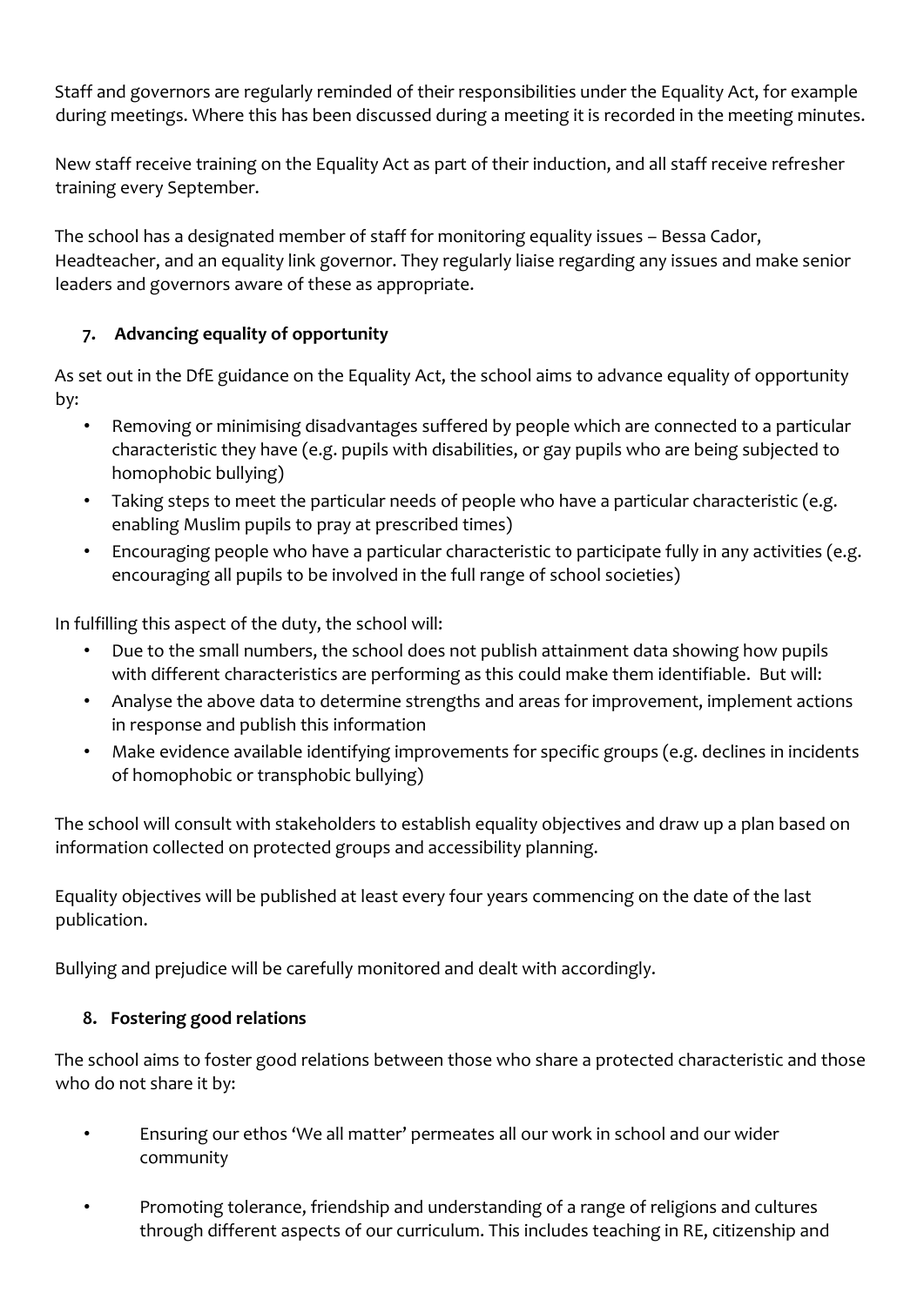Staff and governors are regularly reminded of their responsibilities under the Equality Act, for example during meetings. Where this has been discussed during a meeting it is recorded in the meeting minutes.

New staff receive training on the Equality Act as part of their induction, and all staff receive refresher training every September.

The school has a designated member of staff for monitoring equality issues – Bessa Cador, Headteacher, and an equality link governor. They regularly liaise regarding any issues and make senior leaders and governors aware of these as appropriate.

## 7. Advancing equality of opportunity

As set out in the DfE guidance on the Equality Act, the school aims to advance equality of opportunity by:

- Removing or minimising disadvantages suffered by people which are connected to a particular characteristic they have (e.g. pupils with disabilities, or gay pupils who are being subjected to homophobic bullying)
- Taking steps to meet the particular needs of people who have a particular characteristic (e.g. enabling Muslim pupils to pray at prescribed times)
- Encouraging people who have a particular characteristic to participate fully in any activities (e.g. encouraging all pupils to be involved in the full range of school societies)

In fulfilling this aspect of the duty, the school will:

- Due to the small numbers, the school does not publish attainment data showing how pupils with different characteristics are performing as this could make them identifiable. But will:
- Analyse the above data to determine strengths and areas for improvement, implement actions in response and publish this information
- Make evidence available identifying improvements for specific groups (e.g. declines in incidents of homophobic or transphobic bullying)

The school will consult with stakeholders to establish equality objectives and draw up a plan based on information collected on protected groups and accessibility planning.

Equality objectives will be published at least every four years commencing on the date of the last publication.

Bullying and prejudice will be carefully monitored and dealt with accordingly.

## 8. Fostering good relations

The school aims to foster good relations between those who share a protected characteristic and those who do not share it by:

- Ensuring our ethos 'We all matter' permeates all our work in school and our wider community
- Promoting tolerance, friendship and understanding of a range of religions and cultures through different aspects of our curriculum. This includes teaching in RE, citizenship and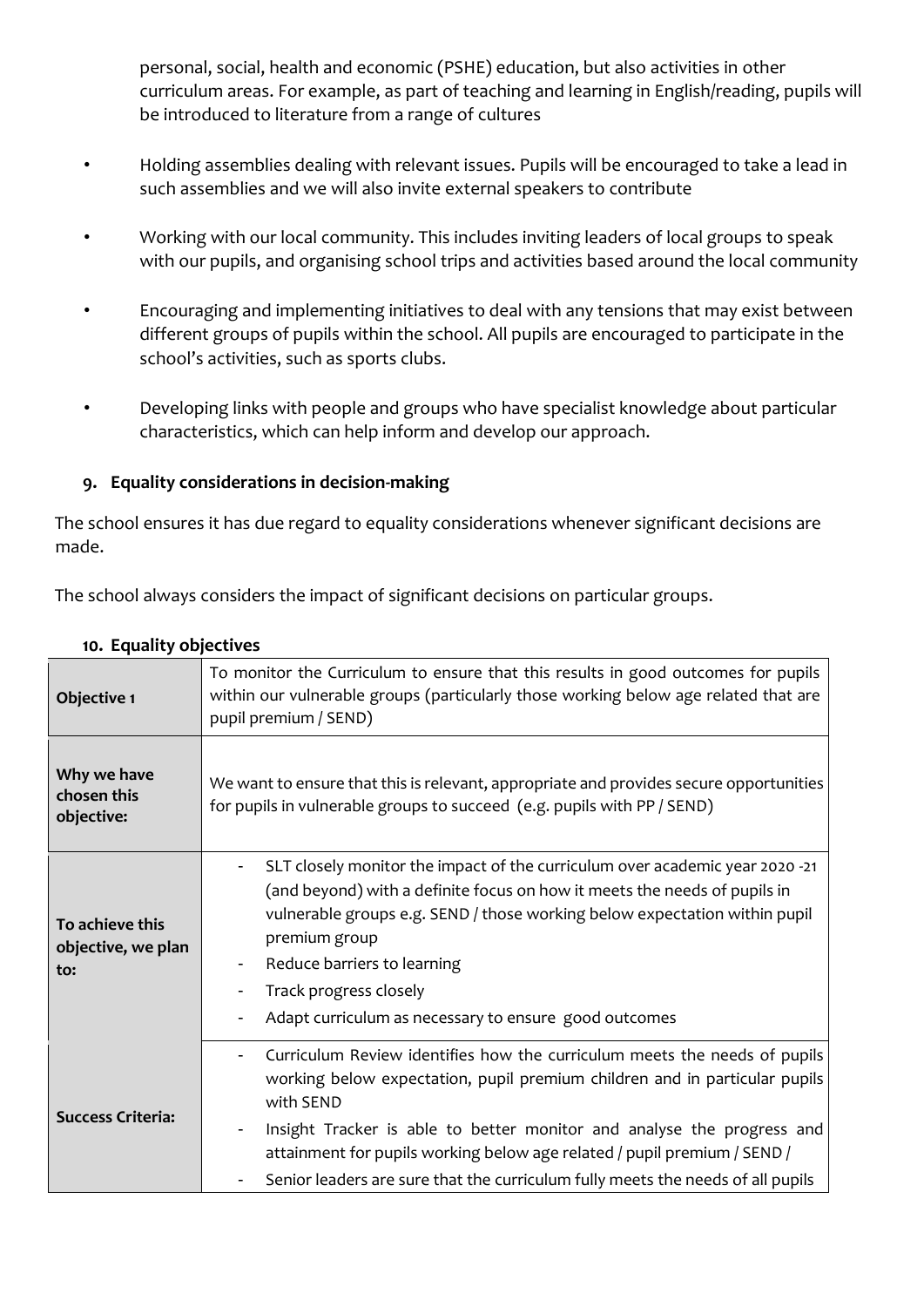personal, social, health and economic (PSHE) education, but also activities in other curriculum areas. For example, as part of teaching and learning in English/reading, pupils will be introduced to literature from a range of cultures

- Holding assemblies dealing with relevant issues. Pupils will be encouraged to take a lead in such assemblies and we will also invite external speakers to contribute
- Working with our local community. This includes inviting leaders of local groups to speak with our pupils, and organising school trips and activities based around the local community
- Encouraging and implementing initiatives to deal with any tensions that may exist between different groups of pupils within the school. All pupils are encouraged to participate in the school's activities, such as sports clubs.
- Developing links with people and groups who have specialist knowledge about particular characteristics, which can help inform and develop our approach.

## 9. Equality considerations in decision-making

The school ensures it has due regard to equality considerations whenever significant decisions are made.

The school always considers the impact of significant decisions on particular groups.

## 10. Equality objectives

| **Objective 1** | To monitor the Curriculum to ensure that this results in good outcomes for pupils within our vulnerable groups (particularly those working below age related that are pupil premium / SEND) |
|---|---|
| **Why we have chosen this objective:** | We want to ensure that this is relevant, appropriate and provides secure opportunities for pupils in vulnerable groups to succeed (e.g. pupils with PP / SEND) |
| **To achieve this objective, we plan to:** | - SLT closely monitor the impact of the curriculum over academic year 2020 -21 (and beyond) with a definite focus on how it meets the needs of pupils in vulnerable groups e.g. SEND / those working below expectation within pupil premium group<br>- Reduce barriers to learning<br>- Track progress closely<br>- Adapt curriculum as necessary to ensure good outcomes |
| **Success Criteria:** | - Curriculum Review identifies how the curriculum meets the needs of pupils working below expectation, pupil premium children and in particular pupils with SEND<br>- Insight Tracker is able to better monitor and analyse the progress and attainment for pupils working below age related / pupil premium / SEND /<br>- Senior leaders are sure that the curriculum fully meets the needs of all pupils |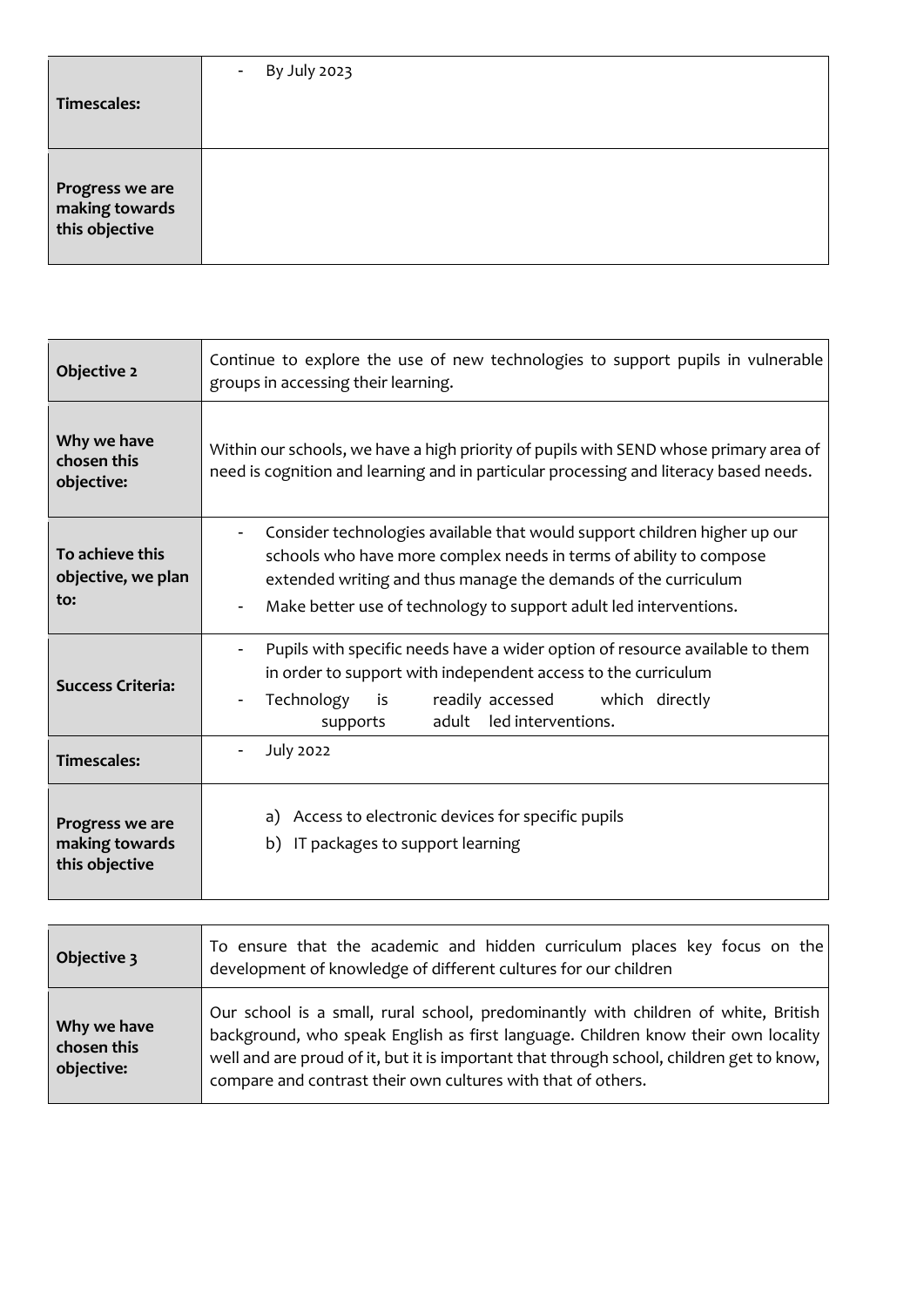| | |
|---|---|
| **Timescales:** | - By July 2023 |
| **Progress we are making towards this objective** | |

| | |
|---|---|
| **Objective 2** | Continue to explore the use of new technologies to support pupils in vulnerable groups in accessing their learning. |
| **Why we have chosen this objective:** | Within our schools, we have a high priority of pupils with SEND whose primary area of need is cognition and learning and in particular processing and literacy based needs. |
| **To achieve this objective, we plan to:** | - Consider technologies available that would support children higher up our schools who have more complex needs in terms of ability to compose extended writing and thus manage the demands of the curriculum<br>- Make better use of technology to support adult led interventions. |
| **Success Criteria:** | - Pupils with specific needs have a wider option of resource available to them in order to support with independent access to the curriculum<br>- Technology is readily accessed which directly supports adult led interventions. |
| **Timescales:** | - July 2022 |
| **Progress we are making towards this objective** | a) Access to electronic devices for specific pupils<br>b) IT packages to support learning |

| | |
|---|---|
| **Objective 3** | To ensure that the academic and hidden curriculum places key focus on the development of knowledge of different cultures for our children |
| **Why we have chosen this objective:** | Our school is a small, rural school, predominantly with children of white, British background, who speak English as first language. Children know their own locality well and are proud of it, but it is important that through school, children get to know, compare and contrast their own cultures with that of others. |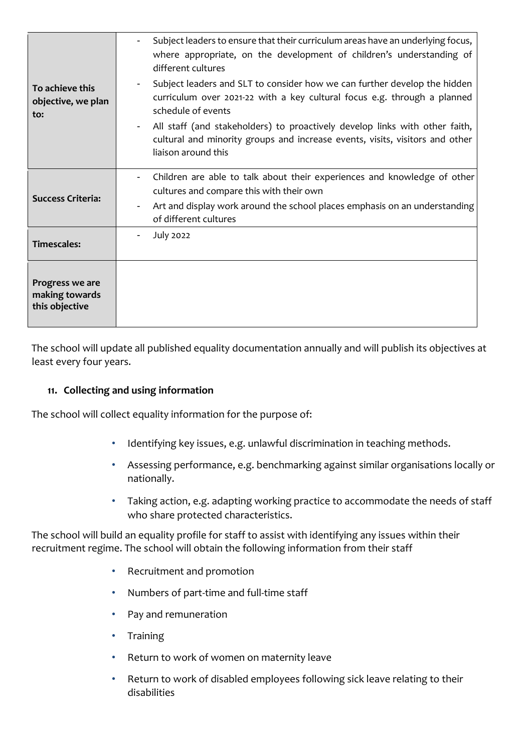| | |
|---|---|
| **To achieve this objective, we plan to:** | - Subject leaders to ensure that their curriculum areas have an underlying focus, where appropriate, on the development of children's understanding of different cultures<br>- Subject leaders and SLT to consider how we can further develop the hidden curriculum over 2021-22 with a key cultural focus e.g. through a planned schedule of events<br>- All staff (and stakeholders) to proactively develop links with other faith, cultural and minority groups and increase events, visits, visitors and other liaison around this |
| **Success Criteria:** | - Children are able to talk about their experiences and knowledge of other cultures and compare this with their own<br>- Art and display work around the school places emphasis on an understanding of different cultures |
| **Timescales:** | - July 2022 |
| **Progress we are making towards this objective** | |

The school will update all published equality documentation annually and will publish its objectives at least every four years.

## 11. Collecting and using information

The school will collect equality information for the purpose of:

- Identifying key issues, e.g. unlawful discrimination in teaching methods.
- Assessing performance, e.g. benchmarking against similar organisations locally or nationally.
- Taking action, e.g. adapting working practice to accommodate the needs of staff who share protected characteristics.

The school will build an equality profile for staff to assist with identifying any issues within their recruitment regime. The school will obtain the following information from their staff

- Recruitment and promotion
- Numbers of part-time and full-time staff
- Pay and remuneration
- Training
- Return to work of women on maternity leave
- Return to work of disabled employees following sick leave relating to their disabilities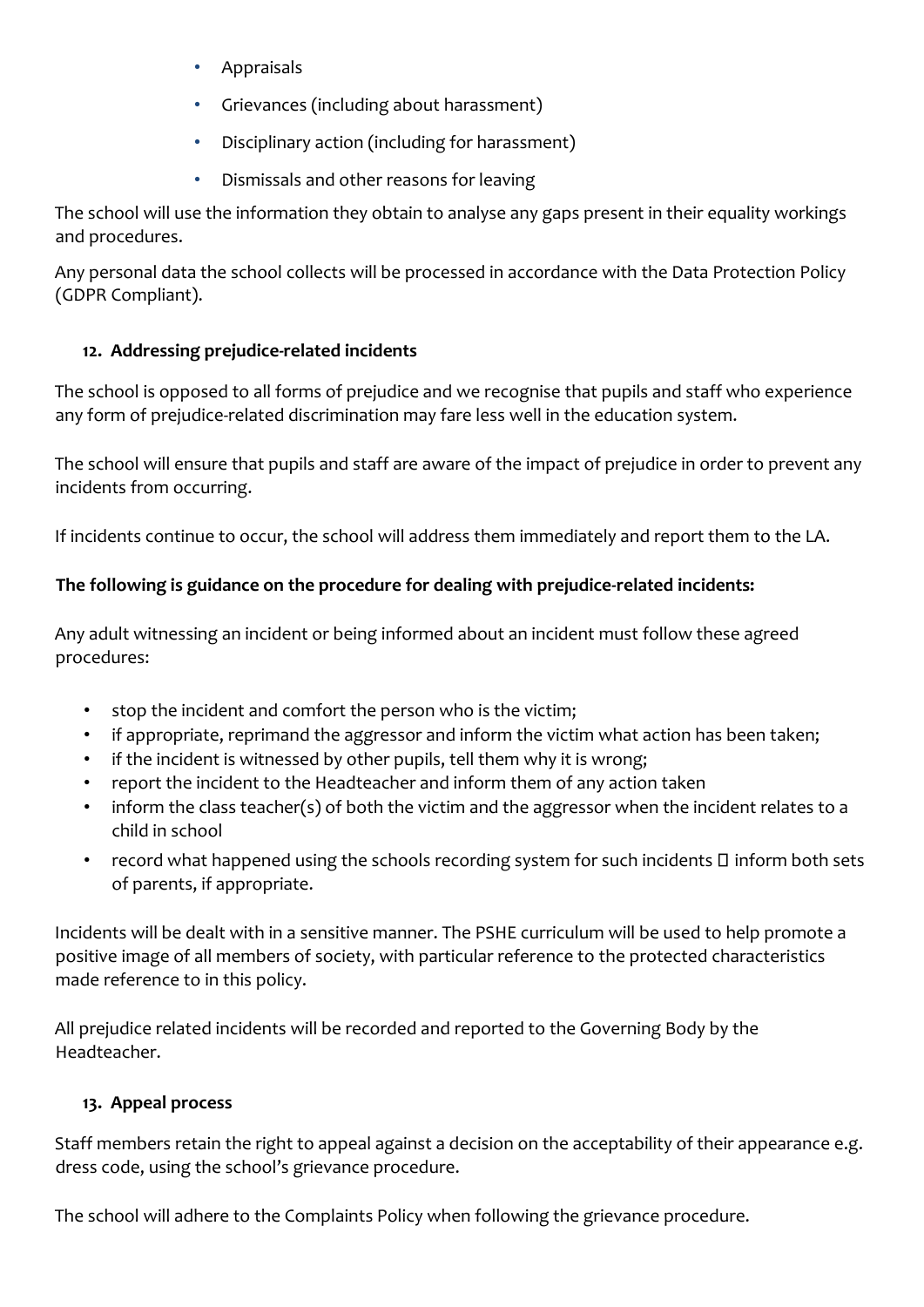- Appraisals
- Grievances (including about harassment)
- Disciplinary action (including for harassment)
- Dismissals and other reasons for leaving

The school will use the information they obtain to analyse any gaps present in their equality workings and procedures.

Any personal data the school collects will be processed in accordance with the Data Protection Policy (GDPR Compliant).

## 12. Addressing prejudice-related incidents

The school is opposed to all forms of prejudice and we recognise that pupils and staff who experience any form of prejudice-related discrimination may fare less well in the education system.

The school will ensure that pupils and staff are aware of the impact of prejudice in order to prevent any incidents from occurring.

If incidents continue to occur, the school will address them immediately and report them to the LA.

**The following is guidance on the procedure for dealing with prejudice-related incidents:**

Any adult witnessing an incident or being informed about an incident must follow these agreed procedures:

- stop the incident and comfort the person who is the victim;
- if appropriate, reprimand the aggressor and inform the victim what action has been taken;
- if the incident is witnessed by other pupils, tell them why it is wrong;
- report the incident to the Headteacher and inform them of any action taken
- inform the class teacher(s) of both the victim and the aggressor when the incident relates to a child in school
- record what happened using the schools recording system for such incidents  inform both sets of parents, if appropriate.

Incidents will be dealt with in a sensitive manner. The PSHE curriculum will be used to help promote a positive image of all members of society, with particular reference to the protected characteristics made reference to in this policy.

All prejudice related incidents will be recorded and reported to the Governing Body by the Headteacher.

## 13. Appeal process

Staff members retain the right to appeal against a decision on the acceptability of their appearance e.g. dress code, using the school's grievance procedure.

The school will adhere to the Complaints Policy when following the grievance procedure.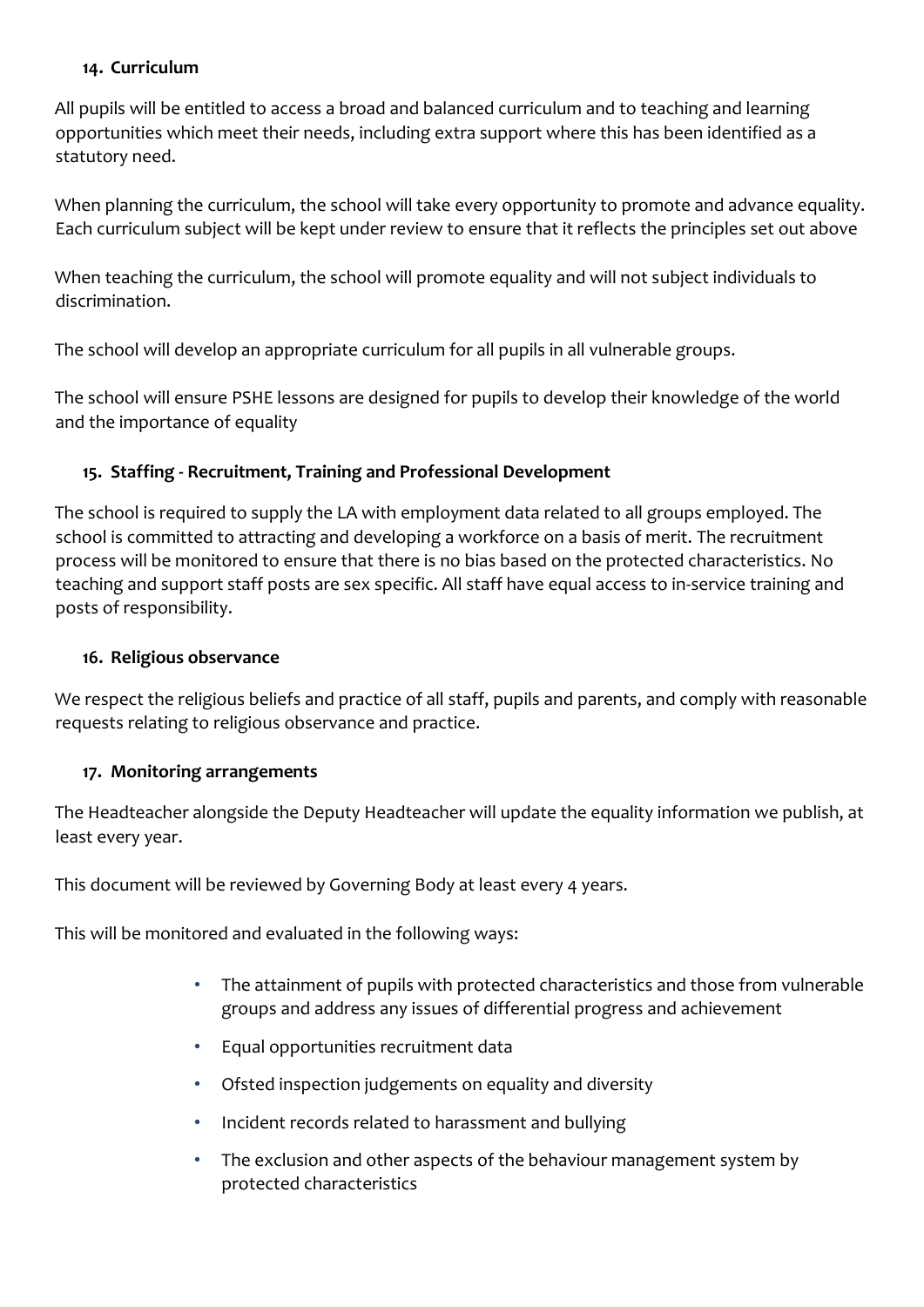## 14. Curriculum

All pupils will be entitled to access a broad and balanced curriculum and to teaching and learning opportunities which meet their needs, including extra support where this has been identified as a statutory need.

When planning the curriculum, the school will take every opportunity to promote and advance equality. Each curriculum subject will be kept under review to ensure that it reflects the principles set out above

When teaching the curriculum, the school will promote equality and will not subject individuals to discrimination.

The school will develop an appropriate curriculum for all pupils in all vulnerable groups.

The school will ensure PSHE lessons are designed for pupils to develop their knowledge of the world and the importance of equality

## 15. Staffing - Recruitment, Training and Professional Development

The school is required to supply the LA with employment data related to all groups employed. The school is committed to attracting and developing a workforce on a basis of merit. The recruitment process will be monitored to ensure that there is no bias based on the protected characteristics. No teaching and support staff posts are sex specific. All staff have equal access to in-service training and posts of responsibility.

## 16. Religious observance

We respect the religious beliefs and practice of all staff, pupils and parents, and comply with reasonable requests relating to religious observance and practice.

## 17. Monitoring arrangements

The Headteacher alongside the Deputy Headteacher will update the equality information we publish, at least every year.

This document will be reviewed by Governing Body at least every 4 years.

This will be monitored and evaluated in the following ways:

- The attainment of pupils with protected characteristics and those from vulnerable groups and address any issues of differential progress and achievement
- Equal opportunities recruitment data
- Ofsted inspection judgements on equality and diversity
- Incident records related to harassment and bullying
- The exclusion and other aspects of the behaviour management system by protected characteristics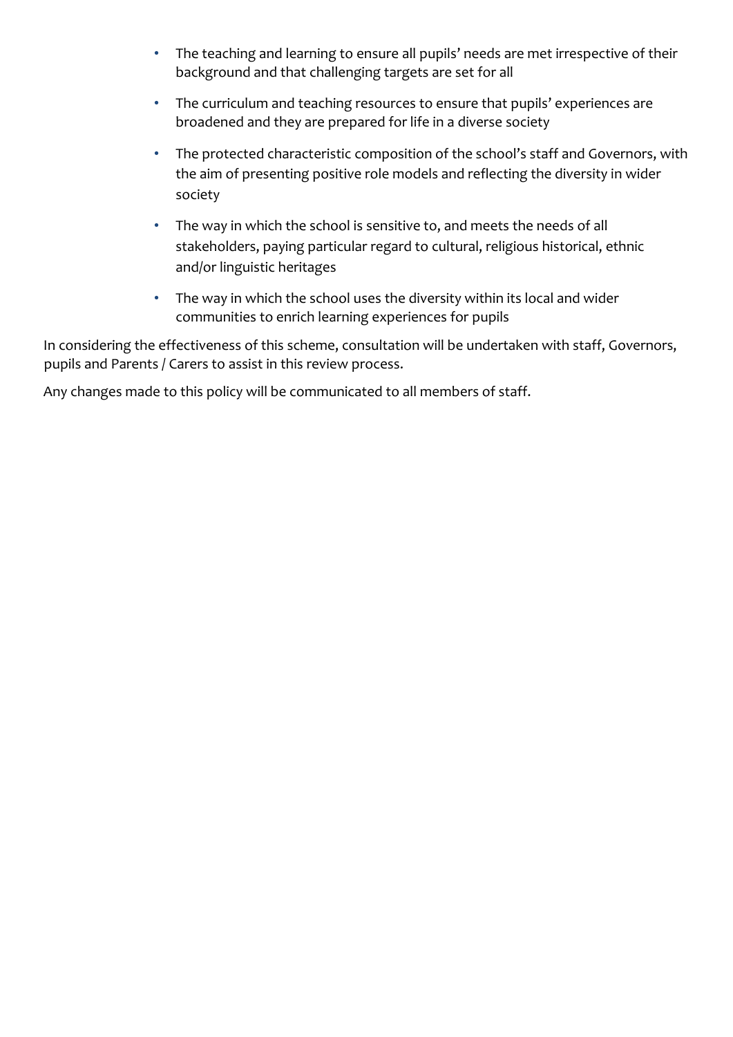- The teaching and learning to ensure all pupils' needs are met irrespective of their background and that challenging targets are set for all
- The curriculum and teaching resources to ensure that pupils' experiences are broadened and they are prepared for life in a diverse society
- The protected characteristic composition of the school's staff and Governors, with the aim of presenting positive role models and reflecting the diversity in wider society
- The way in which the school is sensitive to, and meets the needs of all stakeholders, paying particular regard to cultural, religious historical, ethnic and/or linguistic heritages
- The way in which the school uses the diversity within its local and wider communities to enrich learning experiences for pupils

In considering the effectiveness of this scheme, consultation will be undertaken with staff, Governors, pupils and Parents / Carers to assist in this review process.

Any changes made to this policy will be communicated to all members of staff.